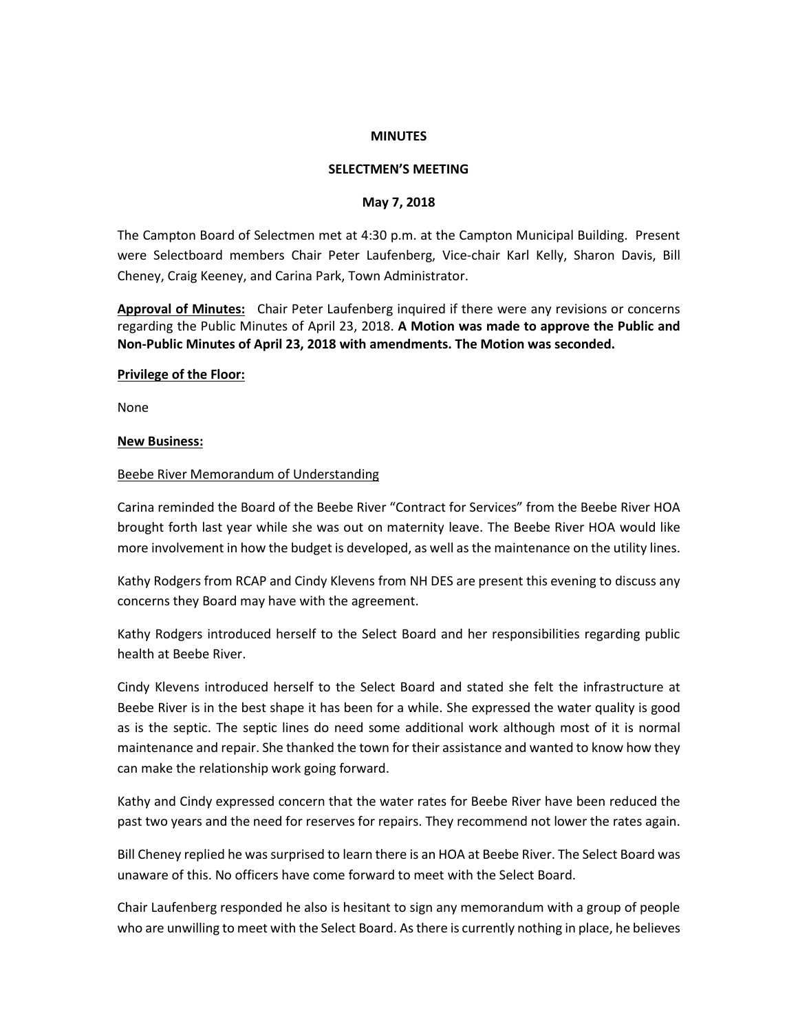**MINUTES**

**SELECTMEN'S MEETING**

**May 7, 2018**

The Campton Board of Selectmen met at 4:30 p.m. at the Campton Municipal Building. Present were Selectboard members Chair Peter Laufenberg, Vice-chair Karl Kelly, Sharon Davis, Bill Cheney, Craig Keeney, and Carina Park, Town Administrator.

**Approval of Minutes:** Chair Peter Laufenberg inquired if there were any revisions or concerns regarding the Public Minutes of April 23, 2018. **A Motion was made to approve the Public and Non-Public Minutes of April 23, 2018 with amendments. The Motion was seconded.**

**Privilege of the Floor:**

None

**New Business:**

Beebe River Memorandum of Understanding

Carina reminded the Board of the Beebe River "Contract for Services" from the Beebe River HOA brought forth last year while she was out on maternity leave. The Beebe River HOA would like more involvement in how the budget is developed, as well as the maintenance on the utility lines.

Kathy Rodgers from RCAP and Cindy Klevens from NH DES are present this evening to discuss any concerns they Board may have with the agreement.

Kathy Rodgers introduced herself to the Select Board and her responsibilities regarding public health at Beebe River.

Cindy Klevens introduced herself to the Select Board and stated she felt the infrastructure at Beebe River is in the best shape it has been for a while. She expressed the water quality is good as is the septic. The septic lines do need some additional work although most of it is normal maintenance and repair. She thanked the town for their assistance and wanted to know how they can make the relationship work going forward.

Kathy and Cindy expressed concern that the water rates for Beebe River have been reduced the past two years and the need for reserves for repairs. They recommend not lower the rates again.

Bill Cheney replied he was surprised to learn there is an HOA at Beebe River. The Select Board was unaware of this. No officers have come forward to meet with the Select Board.

Chair Laufenberg responded he also is hesitant to sign any memorandum with a group of people who are unwilling to meet with the Select Board. As there is currently nothing in place, he believes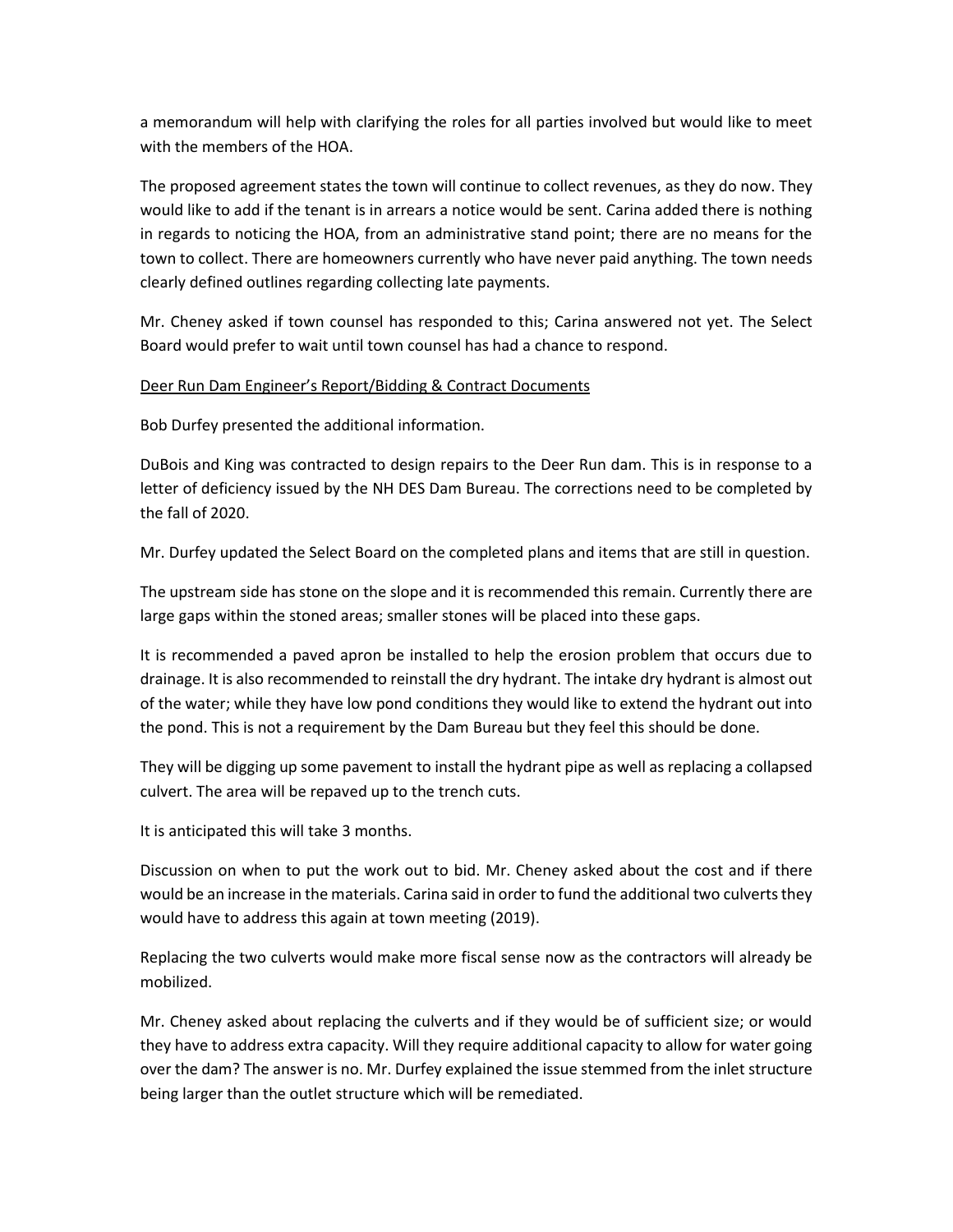a memorandum will help with clarifying the roles for all parties involved but would like to meet with the members of the HOA.

The proposed agreement states the town will continue to collect revenues, as they do now. They would like to add if the tenant is in arrears a notice would be sent. Carina added there is nothing in regards to noticing the HOA, from an administrative stand point; there are no means for the town to collect. There are homeowners currently who have never paid anything. The town needs clearly defined outlines regarding collecting late payments.

Mr. Cheney asked if town counsel has responded to this; Carina answered not yet. The Select Board would prefer to wait until town counsel has had a chance to respond.

<u>Deer Run Dam Engineer's Report/Bidding & Contract Documents</u>

Bob Durfey presented the additional information.

DuBois and King was contracted to design repairs to the Deer Run dam. This is in response to a letter of deficiency issued by the NH DES Dam Bureau. The corrections need to be completed by the fall of 2020.

Mr. Durfey updated the Select Board on the completed plans and items that are still in question.

The upstream side has stone on the slope and it is recommended this remain. Currently there are large gaps within the stoned areas; smaller stones will be placed into these gaps.

It is recommended a paved apron be installed to help the erosion problem that occurs due to drainage. It is also recommended to reinstall the dry hydrant. The intake dry hydrant is almost out of the water; while they have low pond conditions they would like to extend the hydrant out into the pond. This is not a requirement by the Dam Bureau but they feel this should be done.

They will be digging up some pavement to install the hydrant pipe as well as replacing a collapsed culvert. The area will be repaved up to the trench cuts.

It is anticipated this will take 3 months.

Discussion on when to put the work out to bid. Mr. Cheney asked about the cost and if there would be an increase in the materials. Carina said in order to fund the additional two culverts they would have to address this again at town meeting (2019).

Replacing the two culverts would make more fiscal sense now as the contractors will already be mobilized.

Mr. Cheney asked about replacing the culverts and if they would be of sufficient size; or would they have to address extra capacity. Will they require additional capacity to allow for water going over the dam? The answer is no. Mr. Durfey explained the issue stemmed from the inlet structure being larger than the outlet structure which will be remediated.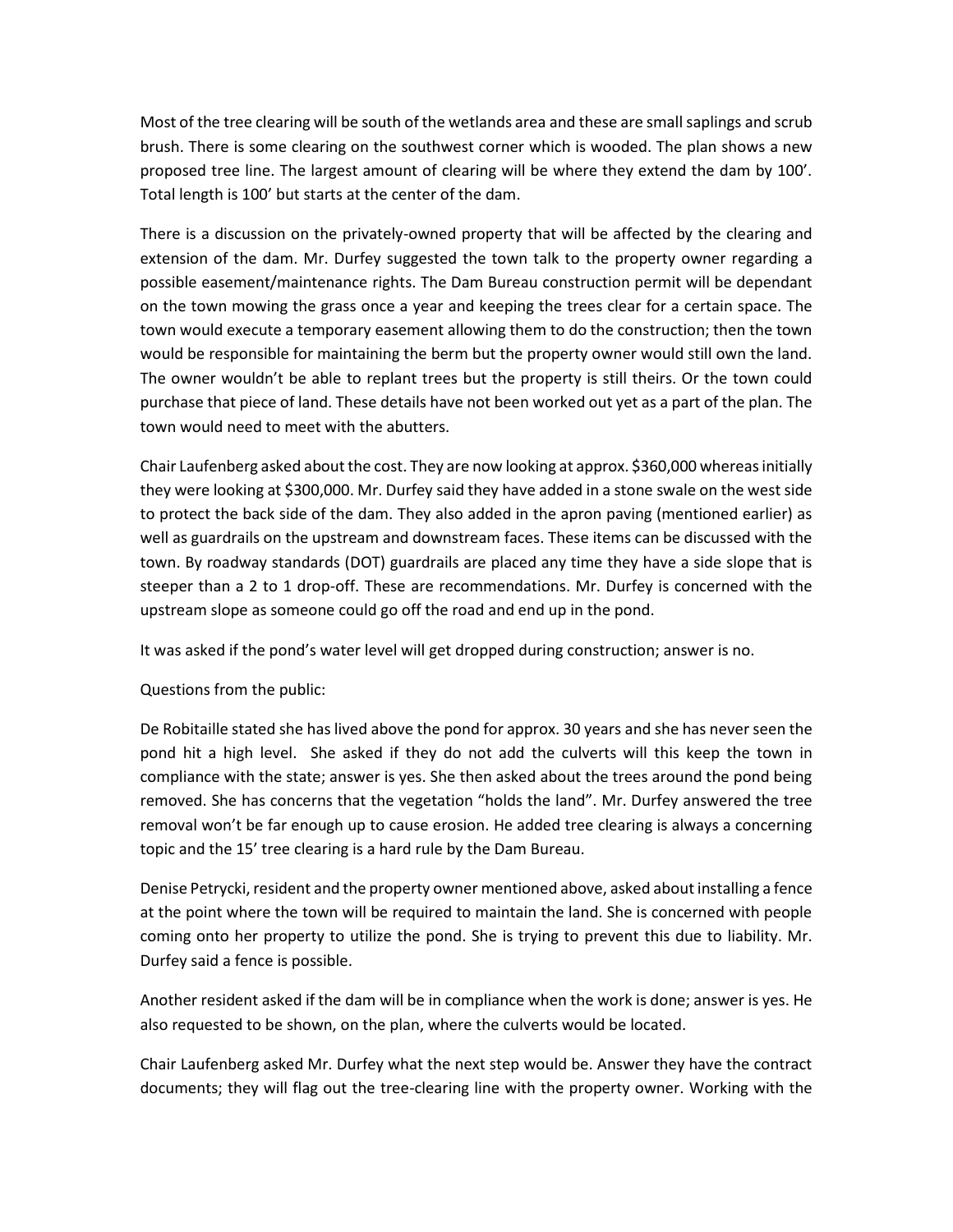Most of the tree clearing will be south of the wetlands area and these are small saplings and scrub brush. There is some clearing on the southwest corner which is wooded. The plan shows a new proposed tree line. The largest amount of clearing will be where they extend the dam by 100'. Total length is 100' but starts at the center of the dam.

There is a discussion on the privately-owned property that will be affected by the clearing and extension of the dam. Mr. Durfey suggested the town talk to the property owner regarding a possible easement/maintenance rights. The Dam Bureau construction permit will be dependant on the town mowing the grass once a year and keeping the trees clear for a certain space. The town would execute a temporary easement allowing them to do the construction; then the town would be responsible for maintaining the berm but the property owner would still own the land. The owner wouldn't be able to replant trees but the property is still theirs. Or the town could purchase that piece of land. These details have not been worked out yet as a part of the plan. The town would need to meet with the abutters.

Chair Laufenberg asked about the cost. They are now looking at approx. $360,000 whereas initially they were looking at $300,000. Mr. Durfey said they have added in a stone swale on the west side to protect the back side of the dam. They also added in the apron paving (mentioned earlier) as well as guardrails on the upstream and downstream faces. These items can be discussed with the town. By roadway standards (DOT) guardrails are placed any time they have a side slope that is steeper than a 2 to 1 drop-off. These are recommendations. Mr. Durfey is concerned with the upstream slope as someone could go off the road and end up in the pond.

It was asked if the pond's water level will get dropped during construction; answer is no.

Questions from the public:

De Robitaille stated she has lived above the pond for approx. 30 years and she has never seen the pond hit a high level. She asked if they do not add the culverts will this keep the town in compliance with the state; answer is yes. She then asked about the trees around the pond being removed. She has concerns that the vegetation "holds the land". Mr. Durfey answered the tree removal won't be far enough up to cause erosion. He added tree clearing is always a concerning topic and the 15' tree clearing is a hard rule by the Dam Bureau.

Denise Petrycki, resident and the property owner mentioned above, asked about installing a fence at the point where the town will be required to maintain the land. She is concerned with people coming onto her property to utilize the pond. She is trying to prevent this due to liability. Mr. Durfey said a fence is possible.

Another resident asked if the dam will be in compliance when the work is done; answer is yes. He also requested to be shown, on the plan, where the culverts would be located.

Chair Laufenberg asked Mr. Durfey what the next step would be. Answer they have the contract documents; they will flag out the tree-clearing line with the property owner. Working with the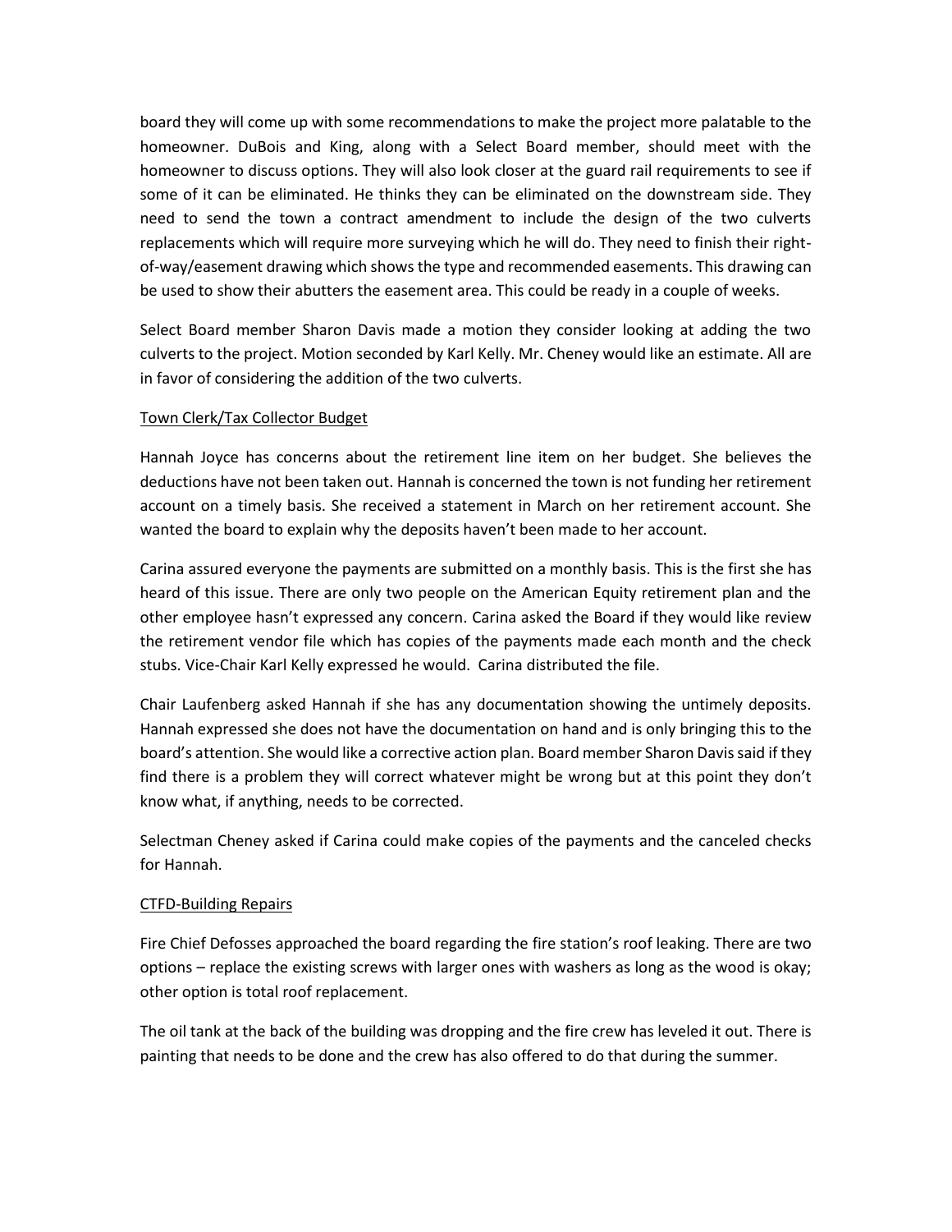board they will come up with some recommendations to make the project more palatable to the homeowner. DuBois and King, along with a Select Board member, should meet with the homeowner to discuss options. They will also look closer at the guard rail requirements to see if some of it can be eliminated. He thinks they can be eliminated on the downstream side. They need to send the town a contract amendment to include the design of the two culverts replacements which will require more surveying which he will do. They need to finish their right-of-way/easement drawing which shows the type and recommended easements. This drawing can be used to show their abutters the easement area. This could be ready in a couple of weeks.

Select Board member Sharon Davis made a motion they consider looking at adding the two culverts to the project. Motion seconded by Karl Kelly. Mr. Cheney would like an estimate. All are in favor of considering the addition of the two culverts.

<u>Town Clerk/Tax Collector Budget</u>

Hannah Joyce has concerns about the retirement line item on her budget. She believes the deductions have not been taken out. Hannah is concerned the town is not funding her retirement account on a timely basis. She received a statement in March on her retirement account. She wanted the board to explain why the deposits haven't been made to her account.

Carina assured everyone the payments are submitted on a monthly basis. This is the first she has heard of this issue. There are only two people on the American Equity retirement plan and the other employee hasn't expressed any concern. Carina asked the Board if they would like review the retirement vendor file which has copies of the payments made each month and the check stubs. Vice-Chair Karl Kelly expressed he would. Carina distributed the file.

Chair Laufenberg asked Hannah if she has any documentation showing the untimely deposits. Hannah expressed she does not have the documentation on hand and is only bringing this to the board's attention. She would like a corrective action plan. Board member Sharon Davis said if they find there is a problem they will correct whatever might be wrong but at this point they don't know what, if anything, needs to be corrected.

Selectman Cheney asked if Carina could make copies of the payments and the canceled checks for Hannah.

<u>CTFD-Building Repairs</u>

Fire Chief Defosses approached the board regarding the fire station's roof leaking. There are two options – replace the existing screws with larger ones with washers as long as the wood is okay; other option is total roof replacement.

The oil tank at the back of the building was dropping and the fire crew has leveled it out. There is painting that needs to be done and the crew has also offered to do that during the summer.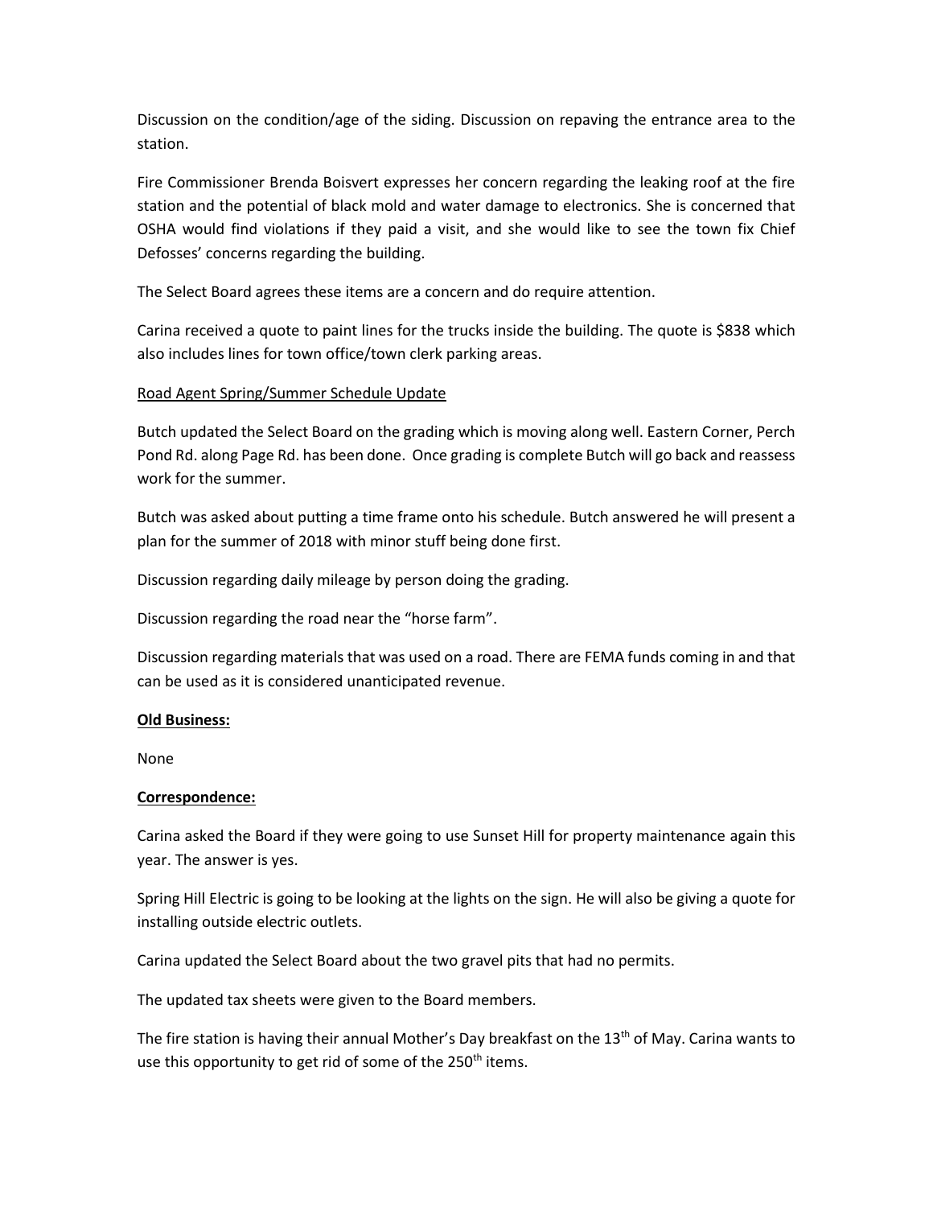Discussion on the condition/age of the siding. Discussion on repaving the entrance area to the station.

Fire Commissioner Brenda Boisvert expresses her concern regarding the leaking roof at the fire station and the potential of black mold and water damage to electronics. She is concerned that OSHA would find violations if they paid a visit, and she would like to see the town fix Chief Defosses' concerns regarding the building.

The Select Board agrees these items are a concern and do require attention.

Carina received a quote to paint lines for the trucks inside the building. The quote is $838 which also includes lines for town office/town clerk parking areas.

Road Agent Spring/Summer Schedule Update

Butch updated the Select Board on the grading which is moving along well. Eastern Corner, Perch Pond Rd. along Page Rd. has been done. Once grading is complete Butch will go back and reassess work for the summer.

Butch was asked about putting a time frame onto his schedule. Butch answered he will present a plan for the summer of 2018 with minor stuff being done first.

Discussion regarding daily mileage by person doing the grading.

Discussion regarding the road near the "horse farm".

Discussion regarding materials that was used on a road. There are FEMA funds coming in and that can be used as it is considered unanticipated revenue.

**Old Business:**

None

**Correspondence:**

Carina asked the Board if they were going to use Sunset Hill for property maintenance again this year. The answer is yes.

Spring Hill Electric is going to be looking at the lights on the sign. He will also be giving a quote for installing outside electric outlets.

Carina updated the Select Board about the two gravel pits that had no permits.

The updated tax sheets were given to the Board members.

The fire station is having their annual Mother's Day breakfast on the 13th of May. Carina wants to use this opportunity to get rid of some of the 250th items.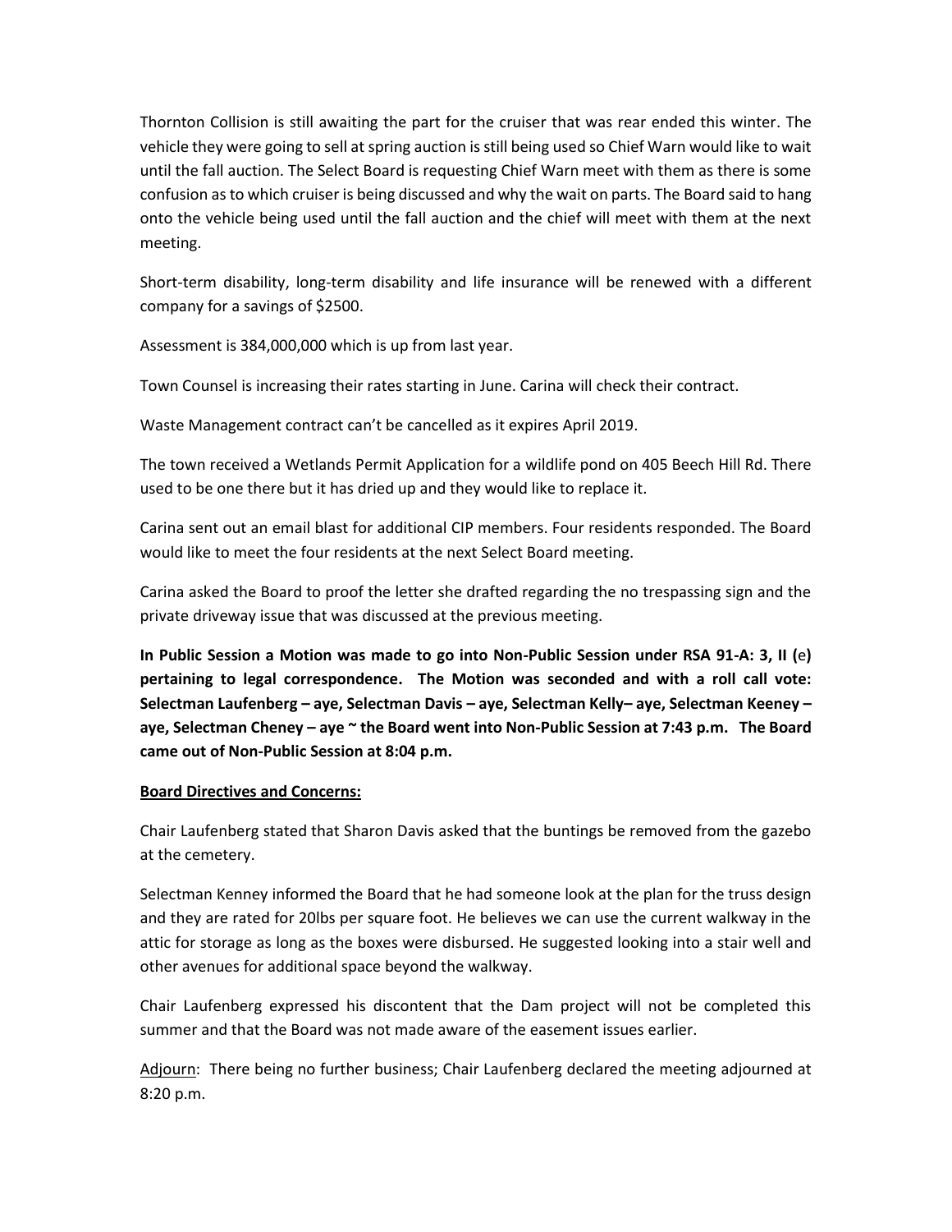Thornton Collision is still awaiting the part for the cruiser that was rear ended this winter. The vehicle they were going to sell at spring auction is still being used so Chief Warn would like to wait until the fall auction. The Select Board is requesting Chief Warn meet with them as there is some confusion as to which cruiser is being discussed and why the wait on parts. The Board said to hang onto the vehicle being used until the fall auction and the chief will meet with them at the next meeting.

Short-term disability, long-term disability and life insurance will be renewed with a different company for a savings of $2500.

Assessment is 384,000,000 which is up from last year.

Town Counsel is increasing their rates starting in June. Carina will check their contract.

Waste Management contract can't be cancelled as it expires April 2019.

The town received a Wetlands Permit Application for a wildlife pond on 405 Beech Hill Rd. There used to be one there but it has dried up and they would like to replace it.

Carina sent out an email blast for additional CIP members. Four residents responded. The Board would like to meet the four residents at the next Select Board meeting.

Carina asked the Board to proof the letter she drafted regarding the no trespassing sign and the private driveway issue that was discussed at the previous meeting.

**In Public Session a Motion was made to go into Non-Public Session under RSA 91-A: 3, II (e) pertaining to legal correspondence. The Motion was seconded and with a roll call vote: Selectman Laufenberg – aye, Selectman Davis – aye, Selectman Kelly– aye, Selectman Keeney – aye, Selectman Cheney – aye ~ the Board went into Non-Public Session at 7:43 p.m. The Board came out of Non-Public Session at 8:04 p.m.**

**Board Directives and Concerns:**

Chair Laufenberg stated that Sharon Davis asked that the buntings be removed from the gazebo at the cemetery.

Selectman Kenney informed the Board that he had someone look at the plan for the truss design and they are rated for 20lbs per square foot. He believes we can use the current walkway in the attic for storage as long as the boxes were disbursed. He suggested looking into a stair well and other avenues for additional space beyond the walkway.

Chair Laufenberg expressed his discontent that the Dam project will not be completed this summer and that the Board was not made aware of the easement issues earlier.

Adjourn: There being no further business; Chair Laufenberg declared the meeting adjourned at 8:20 p.m.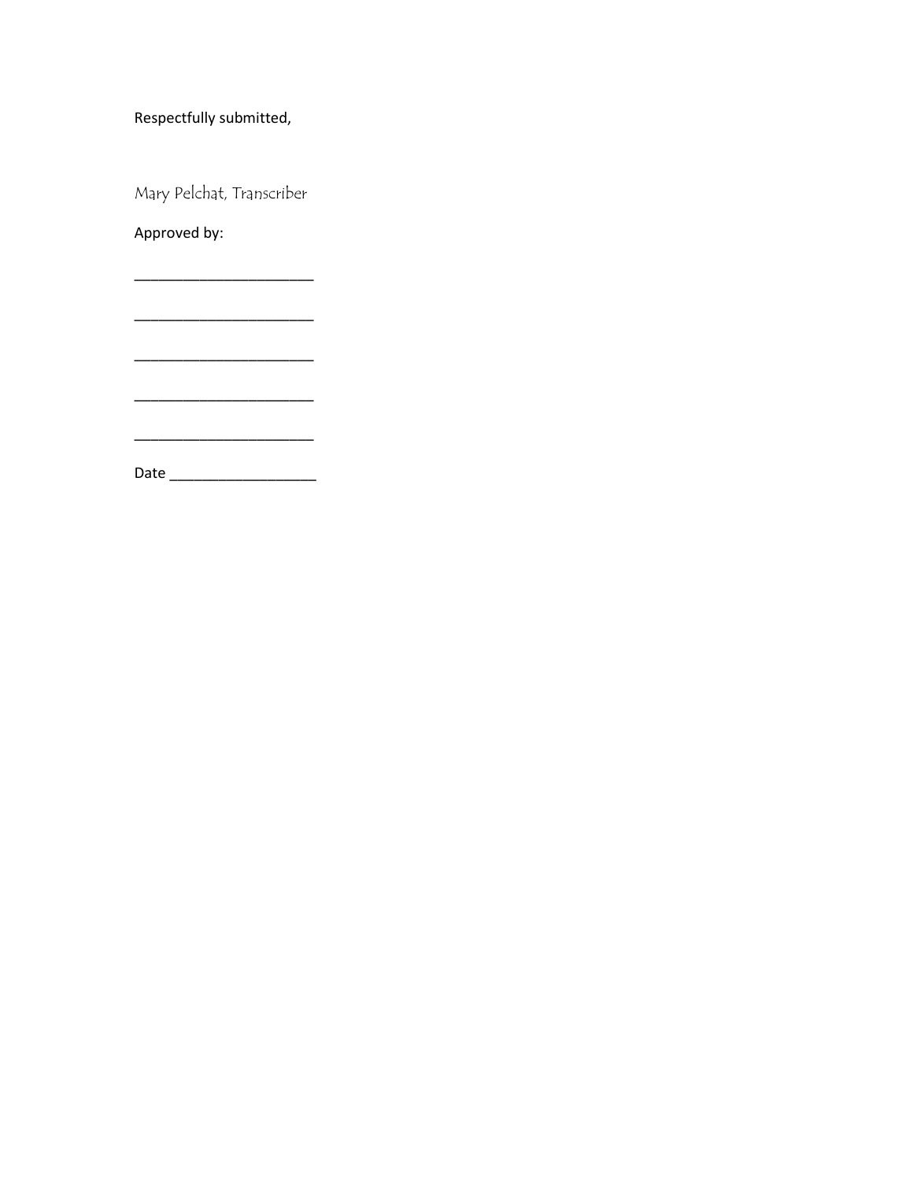Respectfully submitted,

Mary Pelchat, Transcriber

Approved by:

______________________

______________________

______________________

______________________

______________________

Date __________________